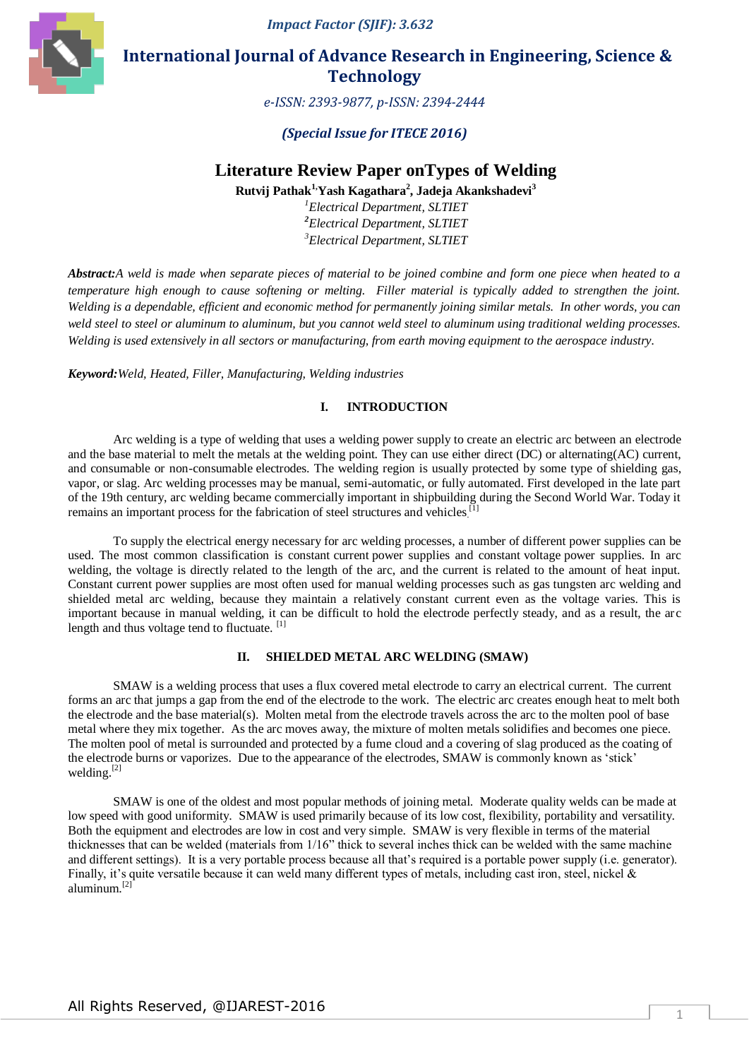# Literature Review Paper onTypes of Welding

**Rutvij Pathak[1], Yash Kagathara[2], Jadeja Akankshadevi[3]**

[1]*Electrical Department, SLTIET*
[2]*Electrical Department, SLTIET*
[3]*Electrical Department, SLTIET*

***Abstract:*** *A weld is made when separate pieces of material to be joined combine and form one piece when heated to a temperature high enough to cause softening or melting. Filler material is typically added to strengthen the joint. Welding is a dependable, efficient and economic method for permanently joining similar metals. In other words, you can weld steel to steel or aluminum to aluminum, but you cannot weld steel to aluminum using traditional welding processes. Welding is used extensively in all sectors or manufacturing, from earth moving equipment to the aerospace industry.*

***Keyword:*** *Weld, Heated, Filler, Manufacturing, Welding industries*

## I. INTRODUCTION

Arc welding is a type of welding that uses a welding power supply to create an electric arc between an electrode and the base material to melt the metals at the welding point. They can use either direct (DC) or alternating(AC) current, and consumable or non-consumable electrodes. The welding region is usually protected by some type of shielding gas, vapor, or slag. Arc welding processes may be manual, semi-automatic, or fully automated. First developed in the late part of the 19th century, arc welding became commercially important in shipbuilding during the Second World War. Today it remains an important process for the fabrication of steel structures and vehicles.[1]

To supply the electrical energy necessary for arc welding processes, a number of different power supplies can be used. The most common classification is constant current power supplies and constant voltage power supplies. In arc welding, the voltage is directly related to the length of the arc, and the current is related to the amount of heat input. Constant current power supplies are most often used for manual welding processes such as gas tungsten arc welding and shielded metal arc welding, because they maintain a relatively constant current even as the voltage varies. This is important because in manual welding, it can be difficult to hold the electrode perfectly steady, and as a result, the arc length and thus voltage tend to fluctuate. [1]

## II. SHIELDED METAL ARC WELDING (SMAW)

SMAW is a welding process that uses a flux covered metal electrode to carry an electrical current. The current forms an arc that jumps a gap from the end of the electrode to the work. The electric arc creates enough heat to melt both the electrode and the base material(s). Molten metal from the electrode travels across the arc to the molten pool of base metal where they mix together. As the arc moves away, the mixture of molten metals solidifies and becomes one piece. The molten pool of metal is surrounded and protected by a fume cloud and a covering of slag produced as the coating of the electrode burns or vaporizes. Due to the appearance of the electrodes, SMAW is commonly known as 'stick' welding.[2]

SMAW is one of the oldest and most popular methods of joining metal. Moderate quality welds can be made at low speed with good uniformity. SMAW is used primarily because of its low cost, flexibility, portability and versatility. Both the equipment and electrodes are low in cost and very simple. SMAW is very flexible in terms of the material thicknesses that can be welded (materials from 1/16" thick to several inches thick can be welded with the same machine and different settings). It is a very portable process because all that's required is a portable power supply (i.e. generator). Finally, it's quite versatile because it can weld many different types of metals, including cast iron, steel, nickel & aluminum.[2]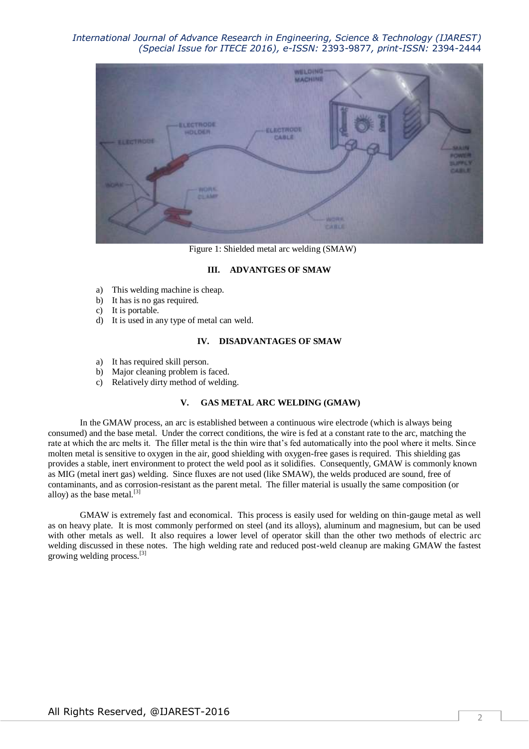Figure 1: Shielded metal arc welding (SMAW)

## III. ADVANTGES OF SMAW

a) This welding machine is cheap.
b) It has is no gas required.
c) It is portable.
d) It is used in any type of metal can weld.

## IV. DISADVANTAGES OF SMAW

a) It has required skill person.
b) Major cleaning problem is faced.
c) Relatively dirty method of welding.

## V. GAS METAL ARC WELDING (GMAW)

In the GMAW process, an arc is established between a continuous wire electrode (which is always being consumed) and the base metal. Under the correct conditions, the wire is fed at a constant rate to the arc, matching the rate at which the arc melts it. The filler metal is the thin wire that's fed automatically into the pool where it melts. Since molten metal is sensitive to oxygen in the air, good shielding with oxygen-free gases is required. This shielding gas provides a stable, inert environment to protect the weld pool as it solidifies. Consequently, GMAW is commonly known as MIG (metal inert gas) welding. Since fluxes are not used (like SMAW), the welds produced are sound, free of contaminants, and as corrosion-resistant as the parent metal. The filler material is usually the same composition (or alloy) as the base metal.[3]

GMAW is extremely fast and economical. This process is easily used for welding on thin-gauge metal as well as on heavy plate. It is most commonly performed on steel (and its alloys), aluminum and magnesium, but can be used with other metals as well. It also requires a lower level of operator skill than the other two methods of electric arc welding discussed in these notes. The high welding rate and reduced post-weld cleanup are making GMAW the fastest growing welding process.[3]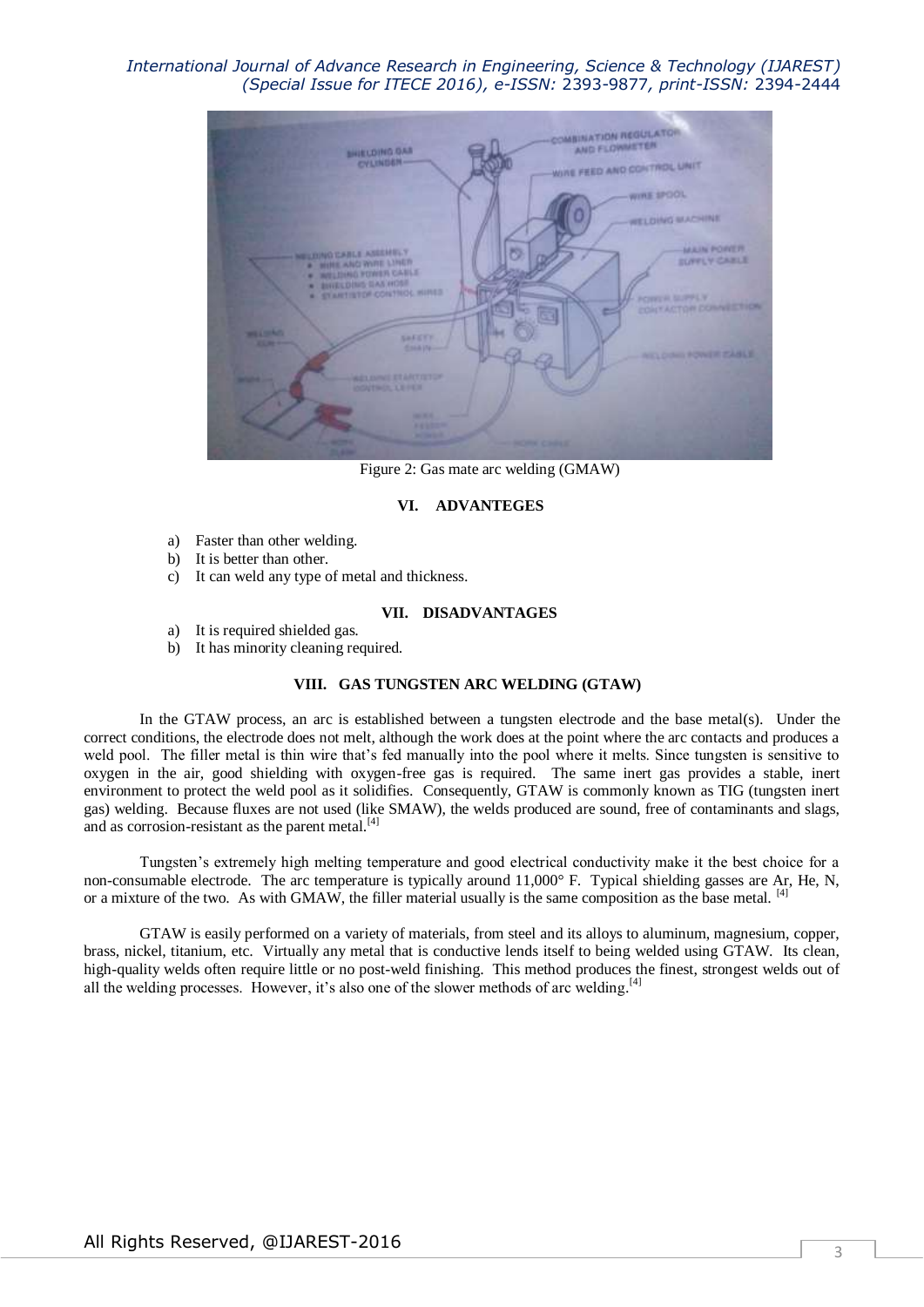Figure 2: Gas mate arc welding (GMAW)

## VI. ADVANTEGES

a) Faster than other welding.
b) It is better than other.
c) It can weld any type of metal and thickness.

## VII. DISADVANTAGES

a) It is required shielded gas.
b) It has minority cleaning required.

## VIII. GAS TUNGSTEN ARC WELDING (GTAW)

In the GTAW process, an arc is established between a tungsten electrode and the base metal(s). Under the correct conditions, the electrode does not melt, although the work does at the point where the arc contacts and produces a weld pool. The filler metal is thin wire that's fed manually into the pool where it melts. Since tungsten is sensitive to oxygen in the air, good shielding with oxygen-free gas is required. The same inert gas provides a stable, inert environment to protect the weld pool as it solidifies. Consequently, GTAW is commonly known as TIG (tungsten inert gas) welding. Because fluxes are not used (like SMAW), the welds produced are sound, free of contaminants and slags, and as corrosion-resistant as the parent metal.[4]

Tungsten's extremely high melting temperature and good electrical conductivity make it the best choice for a non-consumable electrode. The arc temperature is typically around 11,000° F. Typical shielding gasses are Ar, He, N, or a mixture of the two. As with GMAW, the filler material usually is the same composition as the base metal. [4]

GTAW is easily performed on a variety of materials, from steel and its alloys to aluminum, magnesium, copper, brass, nickel, titanium, etc. Virtually any metal that is conductive lends itself to being welded using GTAW. Its clean, high-quality welds often require little or no post-weld finishing. This method produces the finest, strongest welds out of all the welding processes. However, it's also one of the slower methods of arc welding.[4]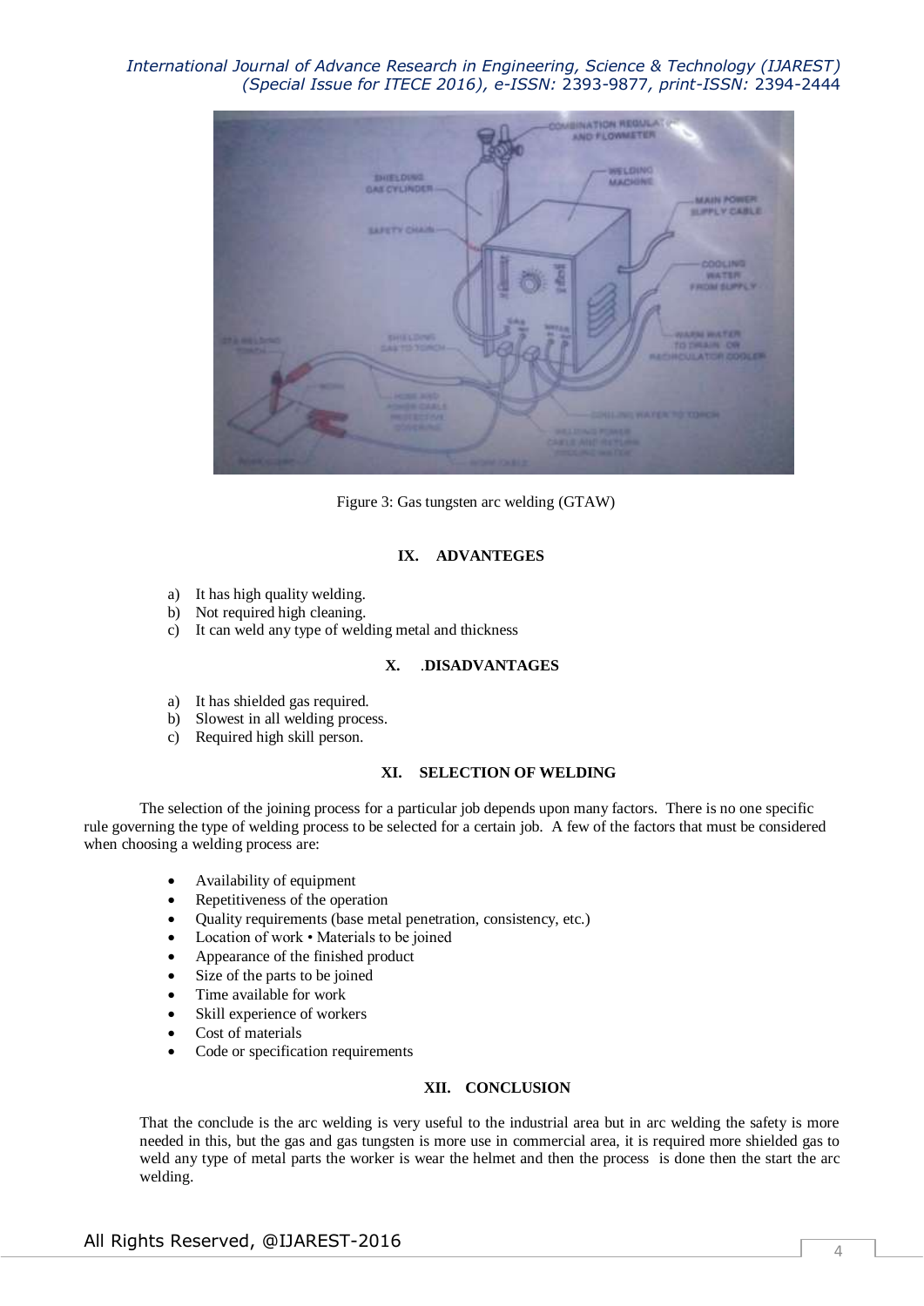Figure 3: Gas tungsten arc welding (GTAW)

## IX. ADVANTEGES

a) It has high quality welding.
b) Not required high cleaning.
c) It can weld any type of welding metal and thickness

## X. .DISADVANTAGES

a) It has shielded gas required.
b) Slowest in all welding process.
c) Required high skill person.

## XI. SELECTION OF WELDING

The selection of the joining process for a particular job depends upon many factors. There is no one specific rule governing the type of welding process to be selected for a certain job. A few of the factors that must be considered when choosing a welding process are:

- Availability of equipment
- Repetitiveness of the operation
- Quality requirements (base metal penetration, consistency, etc.)
- Location of work • Materials to be joined
- Appearance of the finished product
- Size of the parts to be joined
- Time available for work
- Skill experience of workers
- Cost of materials
- Code or specification requirements

## XII. CONCLUSION

That the conclude is the arc welding is very useful to the industrial area but in arc welding the safety is more needed in this, but the gas and gas tungsten is more use in commercial area, it is required more shielded gas to weld any type of metal parts the worker is wear the helmet and then the process is done then the start the arc welding.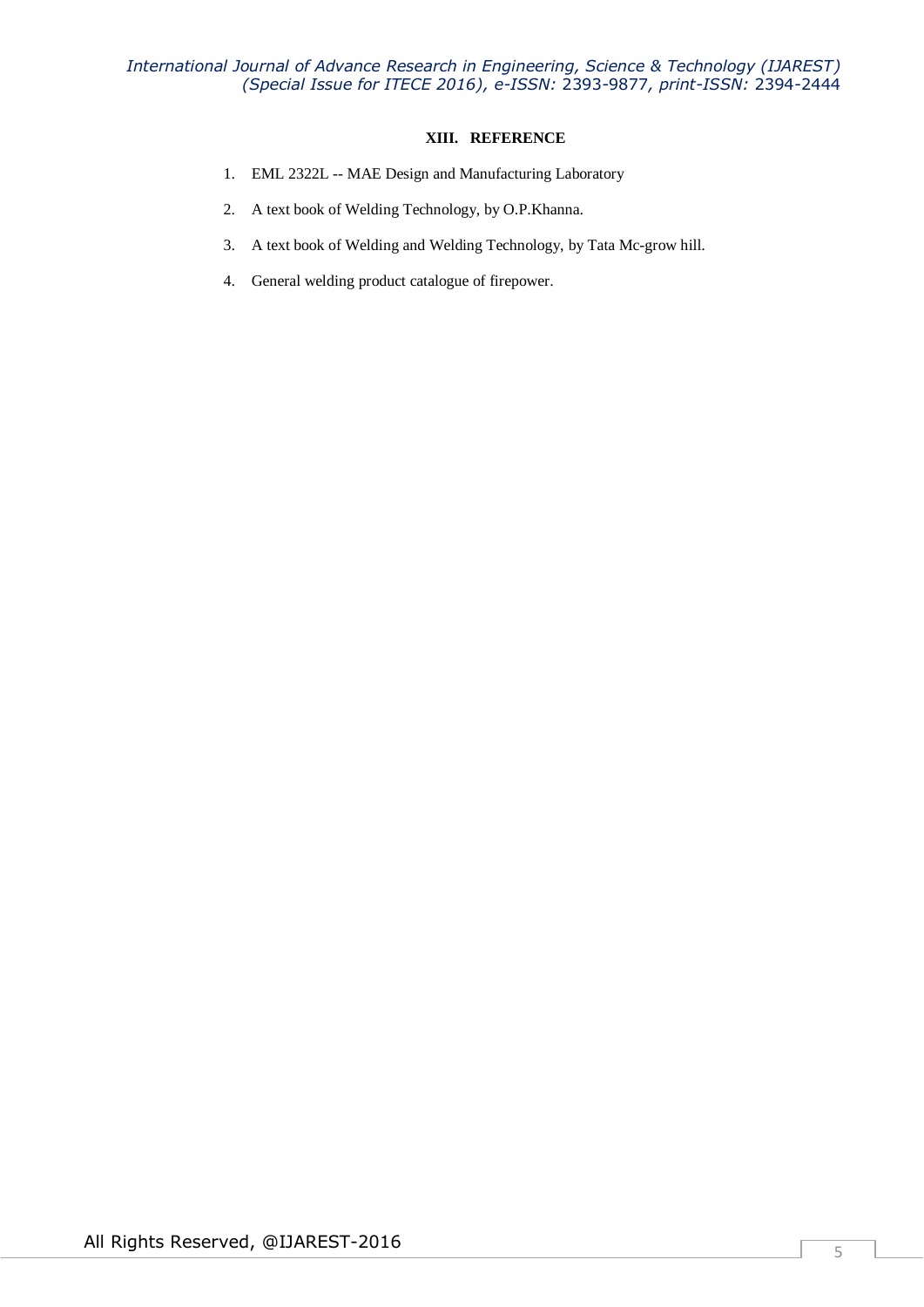## XIII. REFERENCE

1. EML 2322L -- MAE Design and Manufacturing Laboratory
2. A text book of Welding Technology, by O.P.Khanna.
3. A text book of Welding and Welding Technology, by Tata Mc-grow hill.
4. General welding product catalogue of firepower.